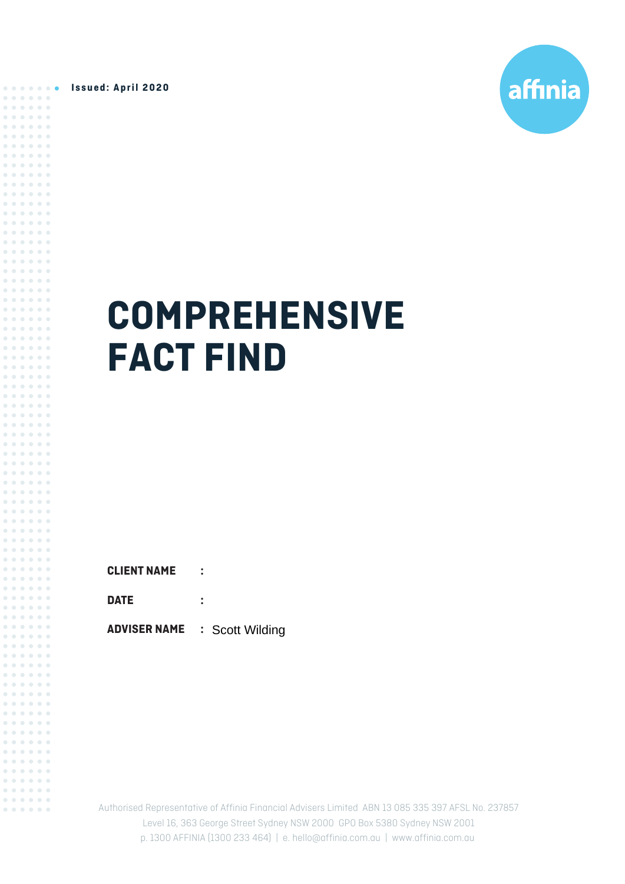**Issued: April 2020**

affinia

# COMPREHENSIVE FACT FIND

**CLIENT NAME** :

**DATE** :

**ADVISER NAME** : Scott Wilding

Authorised Representative of Affinia Financial Advisers Limited ABN 13 085 335 397 AFSL No. 237857
Level 16, 363 George Street Sydney NSW 2000 GPO Box 5380 Sydney NSW 2001
p. 1300 AFFINIA (1300 233 464) | e. hello@affinia.com.au | www.affinia.com.au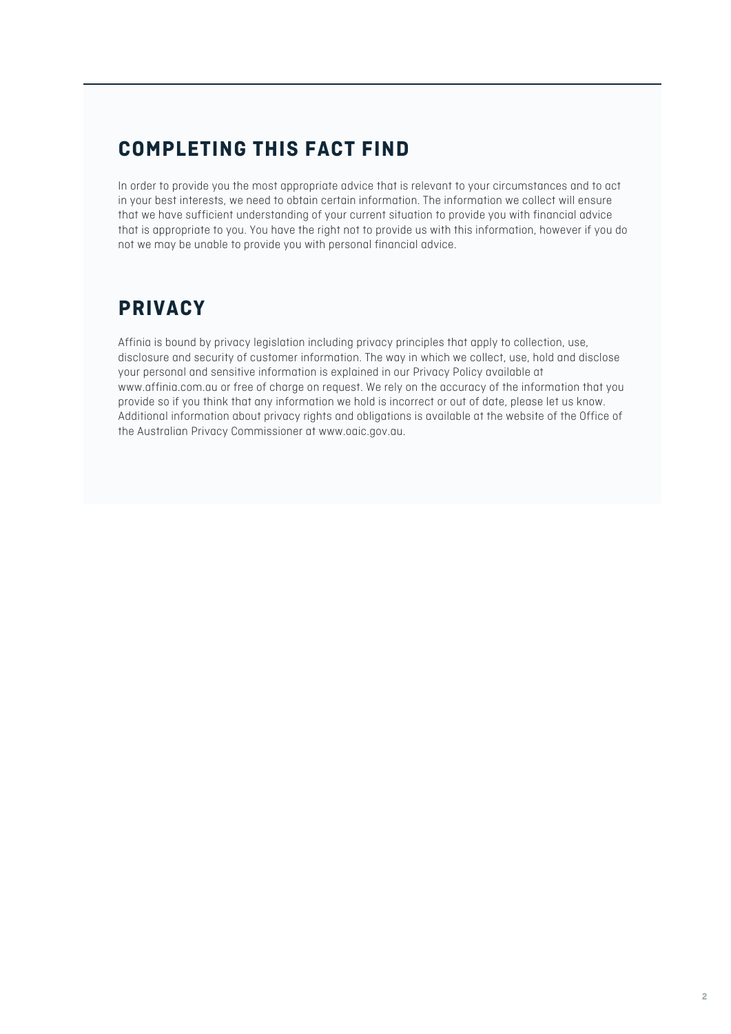## COMPLETING THIS FACT FIND

In order to provide you the most appropriate advice that is relevant to your circumstances and to act in your best interests, we need to obtain certain information. The information we collect will ensure that we have sufficient understanding of your current situation to provide you with financial advice that is appropriate to you. You have the right not to provide us with this information, however if you do not we may be unable to provide you with personal financial advice.

## PRIVACY

Affinia is bound by privacy legislation including privacy principles that apply to collection, use, disclosure and security of customer information. The way in which we collect, use, hold and disclose your personal and sensitive information is explained in our Privacy Policy available at www.affinia.com.au or free of charge on request. We rely on the accuracy of the information that you provide so if you think that any information we hold is incorrect or out of date, please let us know. Additional information about privacy rights and obligations is available at the website of the Office of the Australian Privacy Commissioner at www.oaic.gov.au.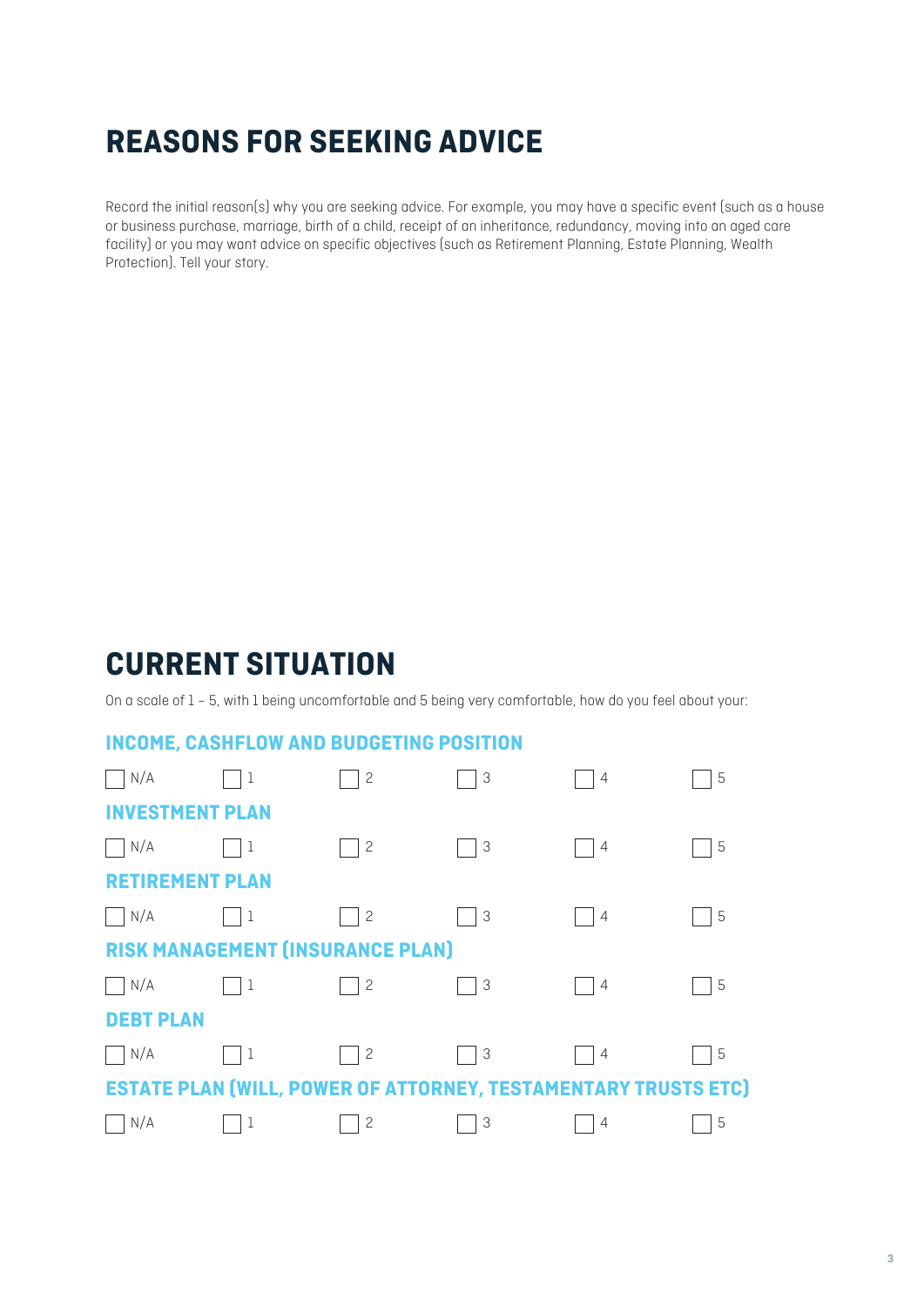# REASONS FOR SEEKING ADVICE

Record the initial reason(s) why you are seeking advice. For example, you may have a specific event (such as a house or business purchase, marriage, birth of a child, receipt of an inheritance, redundancy, moving into an aged care facility) or you may want advice on specific objectives (such as Retirement Planning, Estate Planning, Wealth Protection). Tell your story.

# CURRENT SITUATION

On a scale of 1 – 5, with 1 being uncomfortable and 5 being very comfortable, how do you feel about your:

### INCOME, CASHFLOW AND BUDGETING POSITION

☐ N/A ☐ 1 ☐ 2 ☐ 3 ☐ 4 ☐ 5

### INVESTMENT PLAN

☐ N/A ☐ 1 ☐ 2 ☐ 3 ☐ 4 ☐ 5

### RETIREMENT PLAN

☐ N/A ☐ 1 ☐ 2 ☐ 3 ☐ 4 ☐ 5

### RISK MANAGEMENT (INSURANCE PLAN)

☐ N/A ☐ 1 ☐ 2 ☐ 3 ☐ 4 ☐ 5

### DEBT PLAN

☐ N/A ☐ 1 ☐ 2 ☐ 3 ☐ 4 ☐ 5

### ESTATE PLAN (WILL, POWER OF ATTORNEY, TESTAMENTARY TRUSTS ETC)

☐ N/A ☐ 1 ☐ 2 ☐ 3 ☐ 4 ☐ 5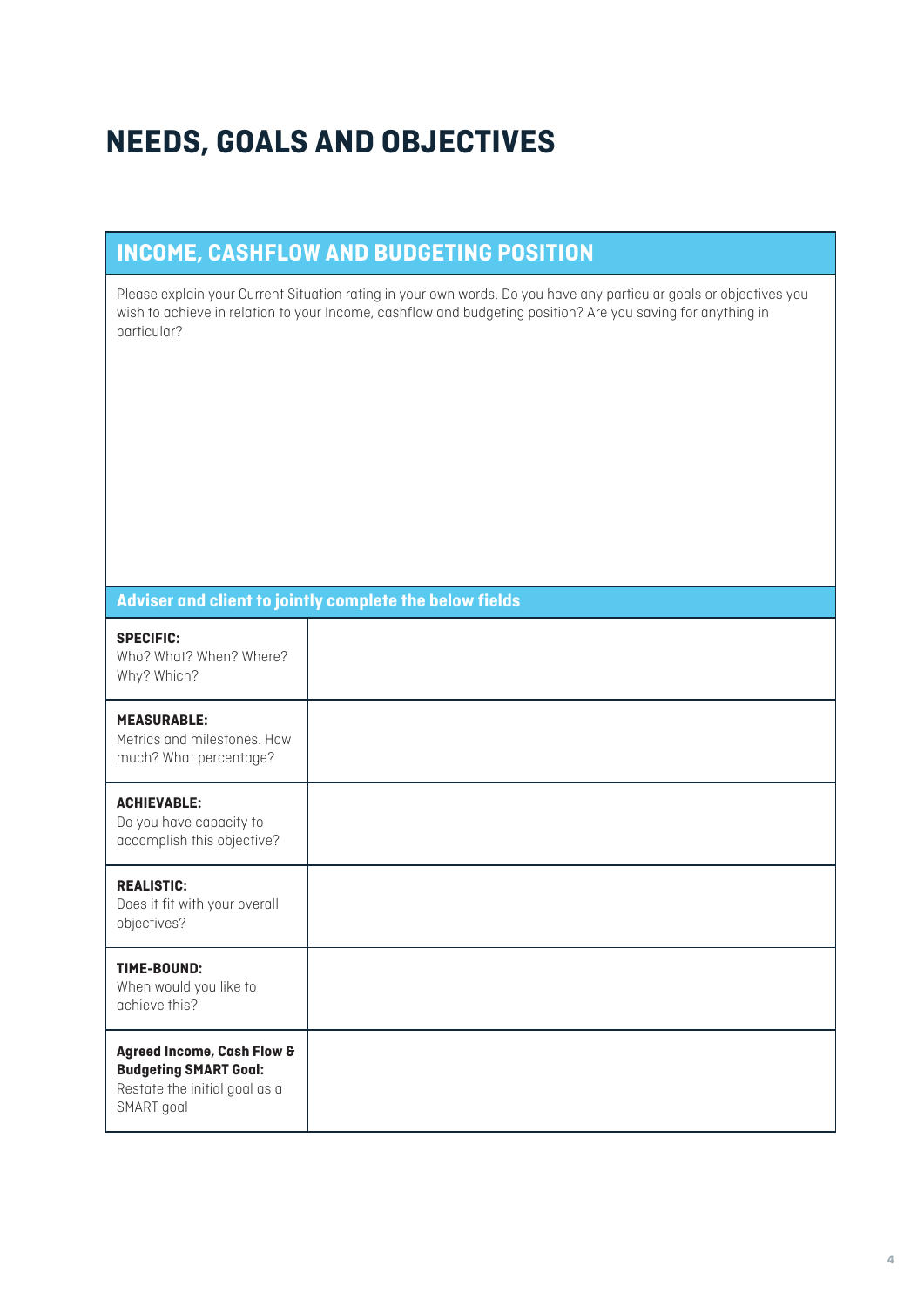# NEEDS, GOALS AND OBJECTIVES

## INCOME, CASHFLOW AND BUDGETING POSITION

Please explain your Current Situation rating in your own words. Do you have any particular goals or objectives you wish to achieve in relation to your Income, cashflow and budgeting position? Are you saving for anything in particular?

**Adviser and client to jointly complete the below fields**

| | |
|---|---|
| **SPECIFIC:** Who? What? When? Where? Why? Which? | |
| **MEASURABLE:** Metrics and milestones. How much? What percentage? | |
| **ACHIEVABLE:** Do you have capacity to accomplish this objective? | |
| **REALISTIC:** Does it fit with your overall objectives? | |
| **TIME-BOUND:** When would you like to achieve this? | |
| **Agreed Income, Cash Flow & Budgeting SMART Goal:** Restate the initial goal as a SMART goal | |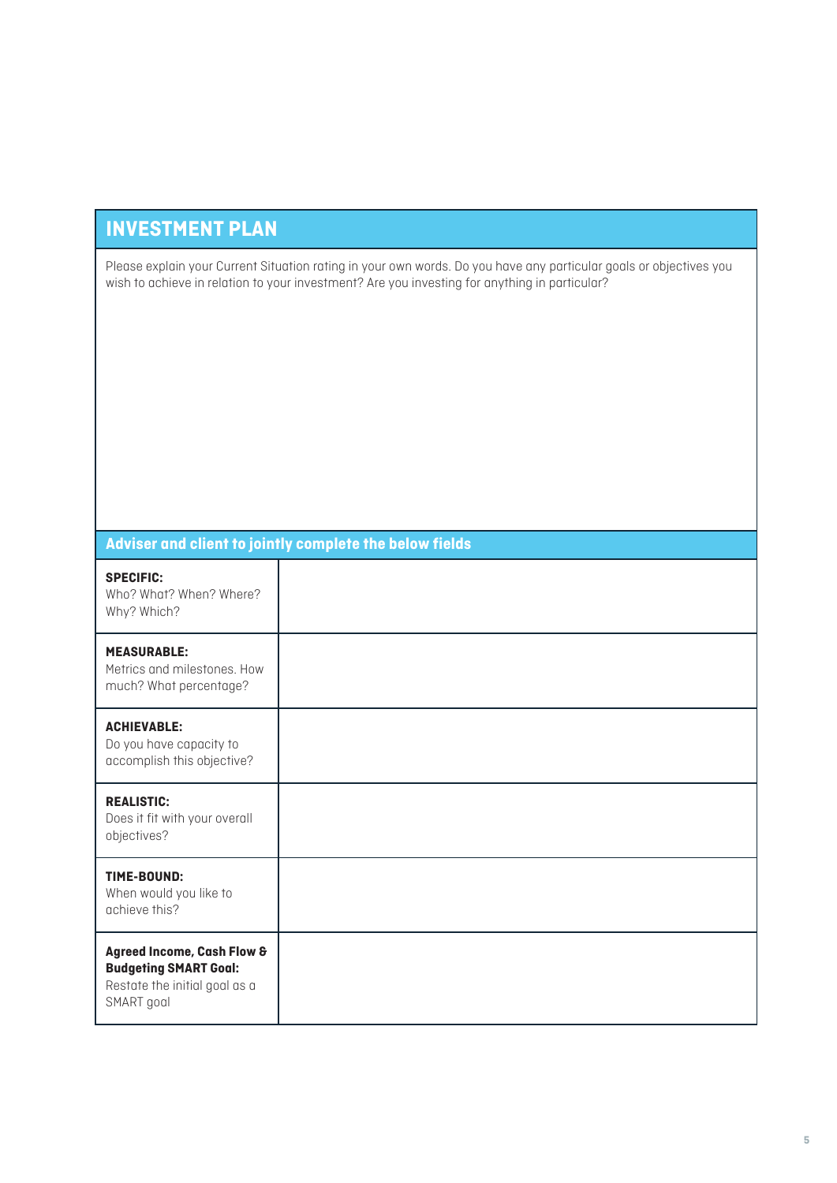## INVESTMENT PLAN

Please explain your Current Situation rating in your own words. Do you have any particular goals or objectives you wish to achieve in relation to your investment? Are you investing for anything in particular?

### Adviser and client to jointly complete the below fields

| | |
|---|---|
| **SPECIFIC:** Who? What? When? Where? Why? Which? | |
| **MEASURABLE:** Metrics and milestones. How much? What percentage? | |
| **ACHIEVABLE:** Do you have capacity to accomplish this objective? | |
| **REALISTIC:** Does it fit with your overall objectives? | |
| **TIME-BOUND:** When would you like to achieve this? | |
| **Agreed Income, Cash Flow & Budgeting SMART Goal:** Restate the initial goal as a SMART goal | |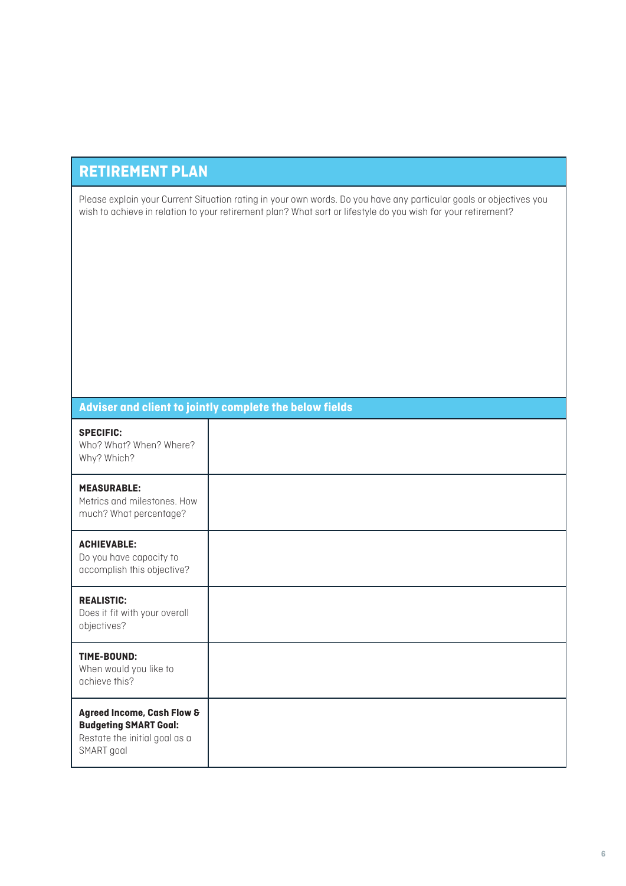## RETIREMENT PLAN

Please explain your Current Situation rating in your own words. Do you have any particular goals or objectives you wish to achieve in relation to your retirement plan? What sort or lifestyle do you wish for your retirement?

### Adviser and client to jointly complete the below fields

| | |
|---|---|
| **SPECIFIC:** Who? What? When? Where? Why? Which? | |
| **MEASURABLE:** Metrics and milestones. How much? What percentage? | |
| **ACHIEVABLE:** Do you have capacity to accomplish this objective? | |
| **REALISTIC:** Does it fit with your overall objectives? | |
| **TIME-BOUND:** When would you like to achieve this? | |
| **Agreed Income, Cash Flow & Budgeting SMART Goal:** Restate the initial goal as a SMART goal | |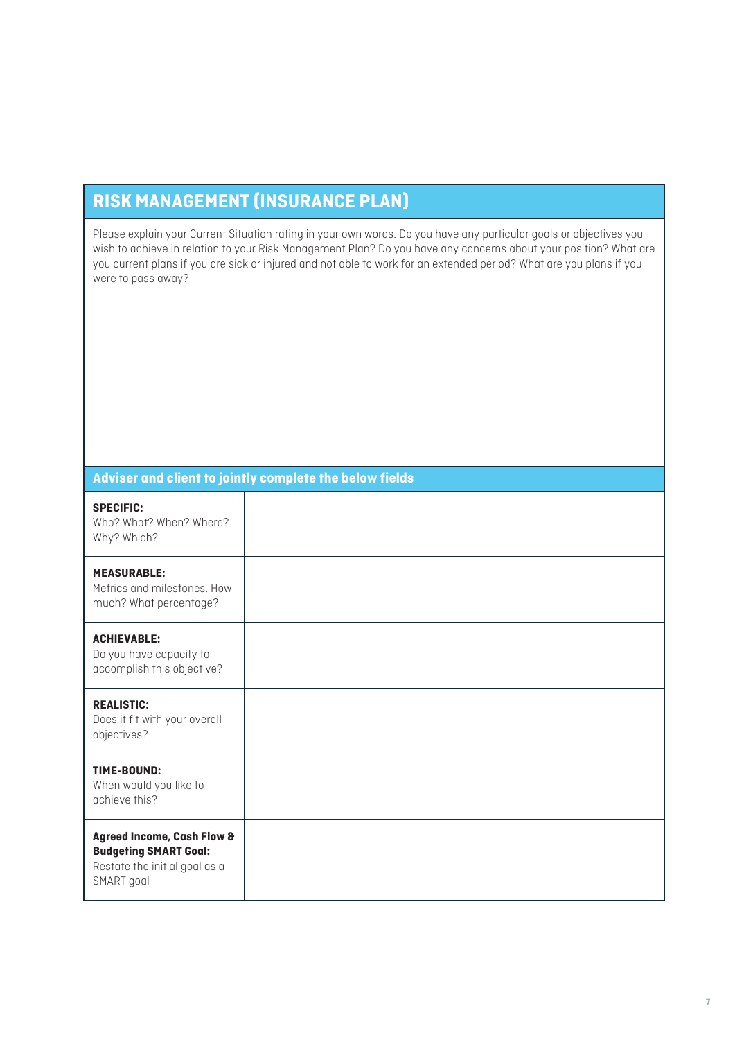## RISK MANAGEMENT (INSURANCE PLAN)

Please explain your Current Situation rating in your own words. Do you have any particular goals or objectives you wish to achieve in relation to your Risk Management Plan? Do you have any concerns about your position? What are you current plans if you are sick or injured and not able to work for an extended period? What are you plans if you were to pass away?

### Adviser and client to jointly complete the below fields

| | |
|---|---|
| **SPECIFIC:** Who? What? When? Where? Why? Which? | |
| **MEASURABLE:** Metrics and milestones. How much? What percentage? | |
| **ACHIEVABLE:** Do you have capacity to accomplish this objective? | |
| **REALISTIC:** Does it fit with your overall objectives? | |
| **TIME-BOUND:** When would you like to achieve this? | |
| **Agreed Income, Cash Flow & Budgeting SMART Goal:** Restate the initial goal as a SMART goal | |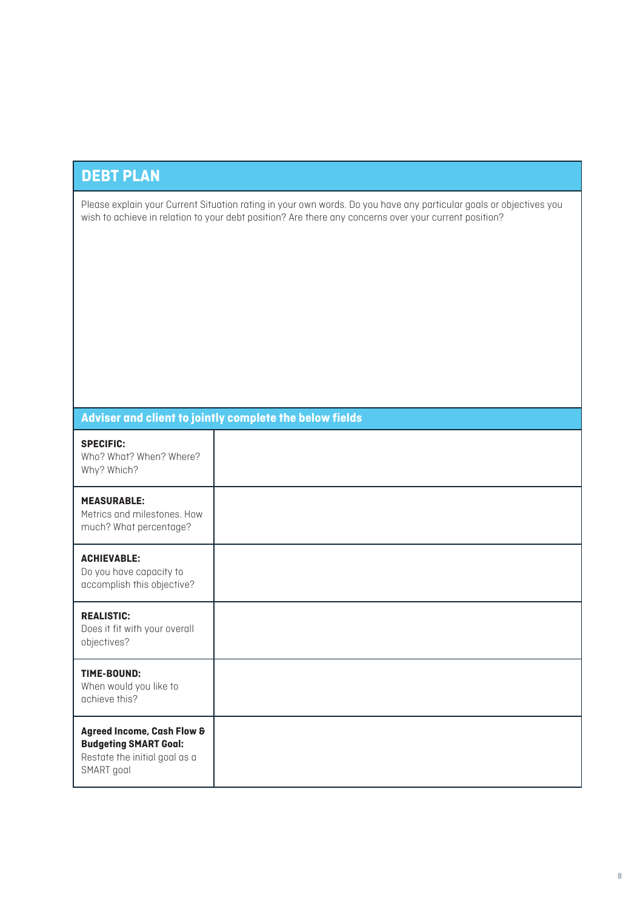## DEBT PLAN

Please explain your Current Situation rating in your own words. Do you have any particular goals or objectives you wish to achieve in relation to your debt position? Are there any concerns over your current position?

### Adviser and client to jointly complete the below fields

| | |
|---|---|
| **SPECIFIC:** Who? What? When? Where? Why? Which? | |
| **MEASURABLE:** Metrics and milestones. How much? What percentage? | |
| **ACHIEVABLE:** Do you have capacity to accomplish this objective? | |
| **REALISTIC:** Does it fit with your overall objectives? | |
| **TIME-BOUND:** When would you like to achieve this? | |
| **Agreed Income, Cash Flow & Budgeting SMART Goal:** Restate the initial goal as a SMART goal | |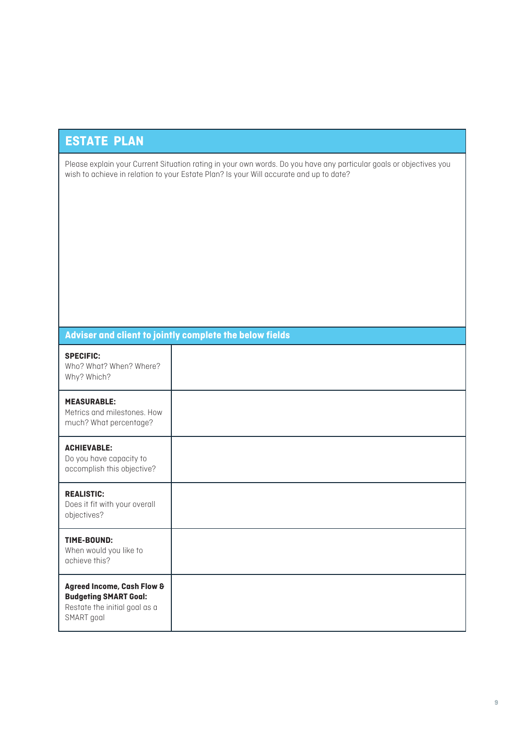## ESTATE PLAN

Please explain your Current Situation rating in your own words. Do you have any particular goals or objectives you wish to achieve in relation to your Estate Plan? Is your Will accurate and up to date?

### Adviser and client to jointly complete the below fields

| | |
|---|---|
| **SPECIFIC:** Who? What? When? Where? Why? Which? | |
| **MEASURABLE:** Metrics and milestones. How much? What percentage? | |
| **ACHIEVABLE:** Do you have capacity to accomplish this objective? | |
| **REALISTIC:** Does it fit with your overall objectives? | |
| **TIME-BOUND:** When would you like to achieve this? | |
| **Agreed Income, Cash Flow & Budgeting SMART Goal:** Restate the initial goal as a SMART goal | |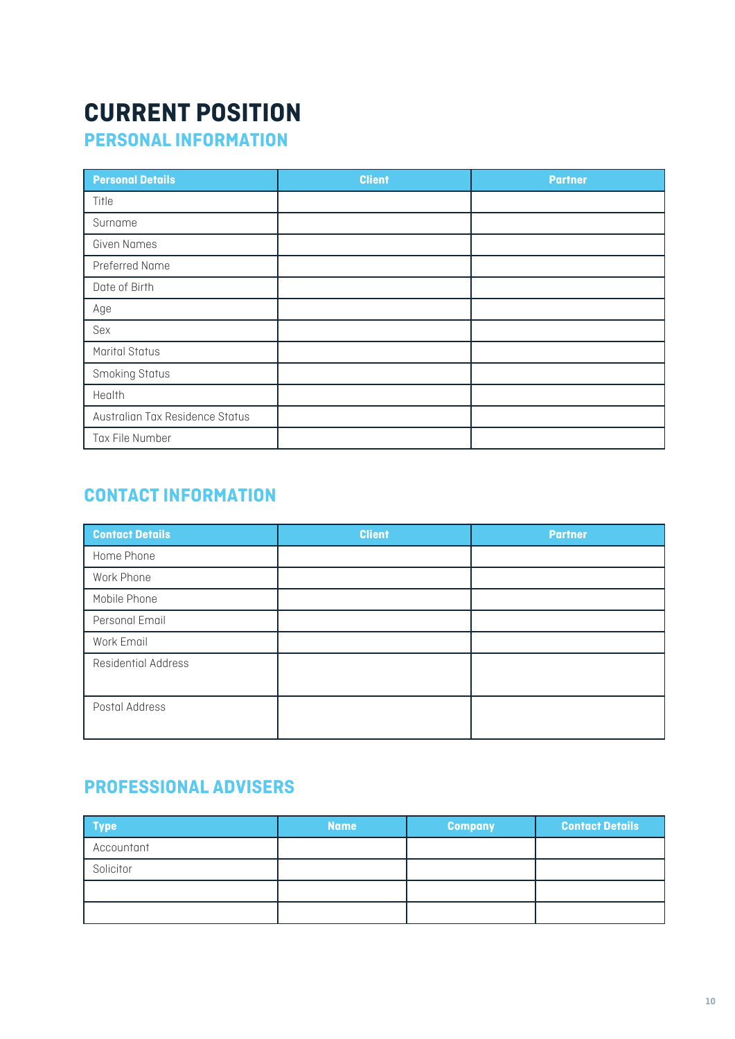# CURRENT POSITION

## PERSONAL INFORMATION

| Personal Details | Client | Partner |
|---|---|---|
| Title | | |
| Surname | | |
| Given Names | | |
| Preferred Name | | |
| Date of Birth | | |
| Age | | |
| Sex | | |
| Marital Status | | |
| Smoking Status | | |
| Health | | |
| Australian Tax Residence Status | | |
| Tax File Number | | |

## CONTACT INFORMATION

| Contact Details | Client | Partner |
|---|---|---|
| Home Phone | | |
| Work Phone | | |
| Mobile Phone | | |
| Personal Email | | |
| Work Email | | |
| Residential Address | | |
| Postal Address | | |

## PROFESSIONAL ADVISERS

| Type | Name | Company | Contact Details |
|---|---|---|---|
| Accountant | | | |
| Solicitor | | | |
| | | | |
| | | | |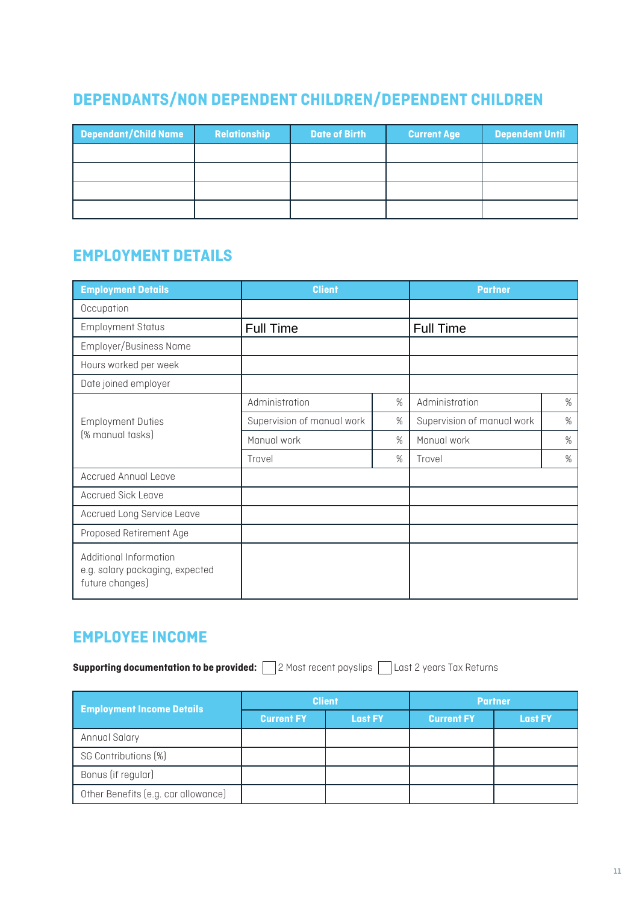## DEPENDANTS/NON DEPENDENT CHILDREN/DEPENDENT CHILDREN

| Dependant/Child Name | Relationship | Date of Birth | Current Age | Dependent Until |
|---|---|---|---|---|
| | | | | |
| | | | | |
| | | | | |
| | | | | |

## EMPLOYMENT DETAILS

| Employment Details | Client | | Partner | |
|---|---|---|---|---|
| Occupation | | | | |
| Employment Status | Full Time | | Full Time | |
| Employer/Business Name | | | | |
| Hours worked per week | | | | |
| Date joined employer | | | | |
| Employment Duties (% manual tasks) | Administration | % | Administration | % |
| | Supervision of manual work | % | Supervision of manual work | % |
| | Manual work | % | Manual work | % |
| | Travel | % | Travel | % |
| Accrued Annual Leave | | | | |
| Accrued Sick Leave | | | | |
| Accrued Long Service Leave | | | | |
| Proposed Retirement Age | | | | |
| Additional Information e.g. salary packaging, expected future changes) | | | | |

## EMPLOYEE INCOME

**Supporting documentation to be provided:** ☐ 2 Most recent payslips ☐ Last 2 years Tax Returns

| Employment Income Details | Client | | Partner | |
|---|---|---|---|---|
| | Current FY | Last FY | Current FY | Last FY |
| Annual Salary | | | | |
| SG Contributions (%) | | | | |
| Bonus (if regular) | | | | |
| Other Benefits (e.g. car allowance) | | | | |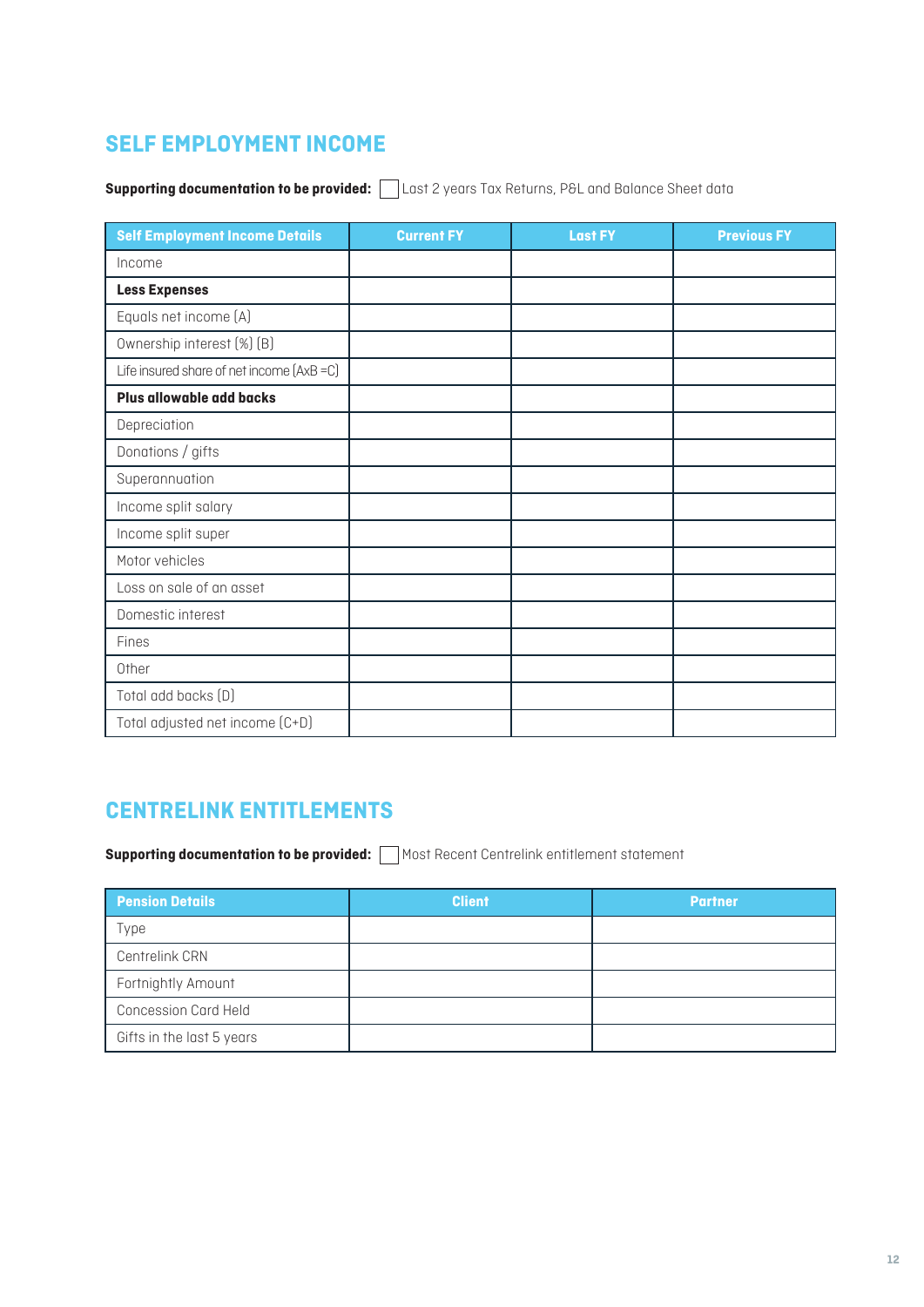## SELF EMPLOYMENT INCOME

**Supporting documentation to be provided:** ☐ Last 2 years Tax Returns, P&L and Balance Sheet data

| Self Employment Income Details | Current FY | Last FY | Previous FY |
|---|---|---|---|
| Income | | | |
| **Less Expenses** | | | |
| Equals net income (A) | | | |
| Ownership interest (%) (B) | | | |
| Life insured share of net income (AxB =C) | | | |
| **Plus allowable add backs** | | | |
| Depreciation | | | |
| Donations / gifts | | | |
| Superannuation | | | |
| Income split salary | | | |
| Income split super | | | |
| Motor vehicles | | | |
| Loss on sale of an asset | | | |
| Domestic interest | | | |
| Fines | | | |
| Other | | | |
| Total add backs (D) | | | |
| Total adjusted net income (C+D) | | | |

## CENTRELINK ENTITLEMENTS

**Supporting documentation to be provided:** ☐ Most Recent Centrelink entitlement statement

| Pension Details | Client | Partner |
|---|---|---|
| Type | | |
| Centrelink CRN | | |
| Fortnightly Amount | | |
| Concession Card Held | | |
| Gifts in the last 5 years | | |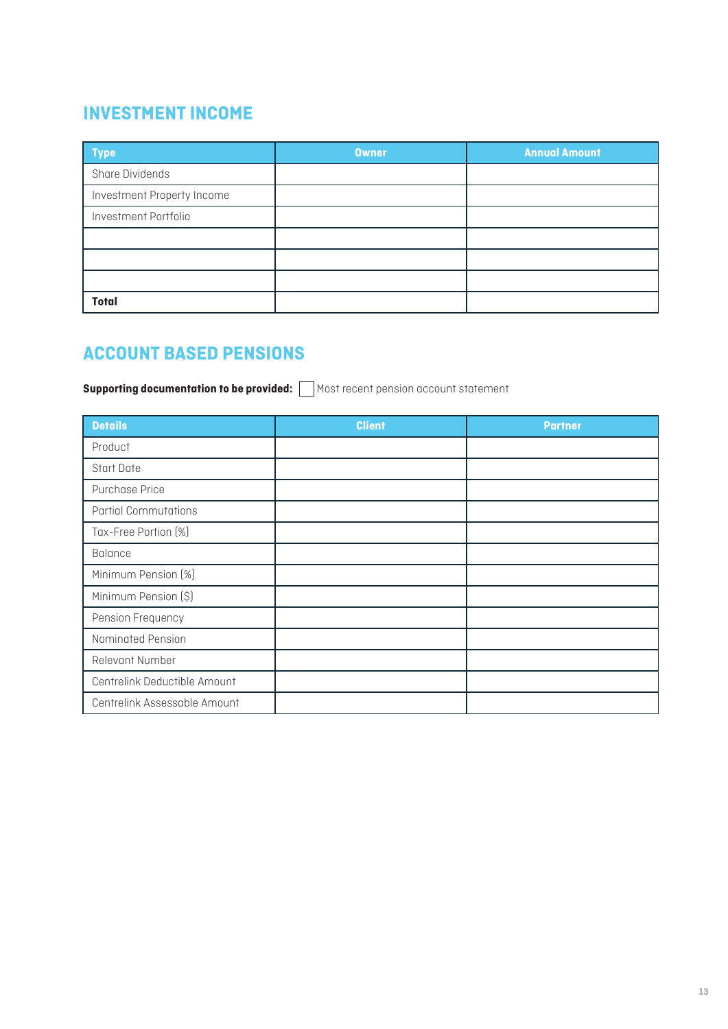## INVESTMENT INCOME

| Type | Owner | Annual Amount |
| --- | --- | --- |
| Share Dividends | | |
| Investment Property Income | | |
| Investment Portfolio | | |
| | | |
| | | |
| | | |
| **Total** | | |

## ACCOUNT BASED PENSIONS

**Supporting documentation to be provided:** ☐ Most recent pension account statement

| Details | Client | Partner |
| --- | --- | --- |
| Product | | |
| Start Date | | |
| Purchase Price | | |
| Partial Commutations | | |
| Tax-Free Portion (%) | | |
| Balance | | |
| Minimum Pension (%) | | |
| Minimum Pension ($) | | |
| Pension Frequency | | |
| Nominated Pension | | |
| Relevant Number | | |
| Centrelink Deductible Amount | | |
| Centrelink Assessable Amount | | |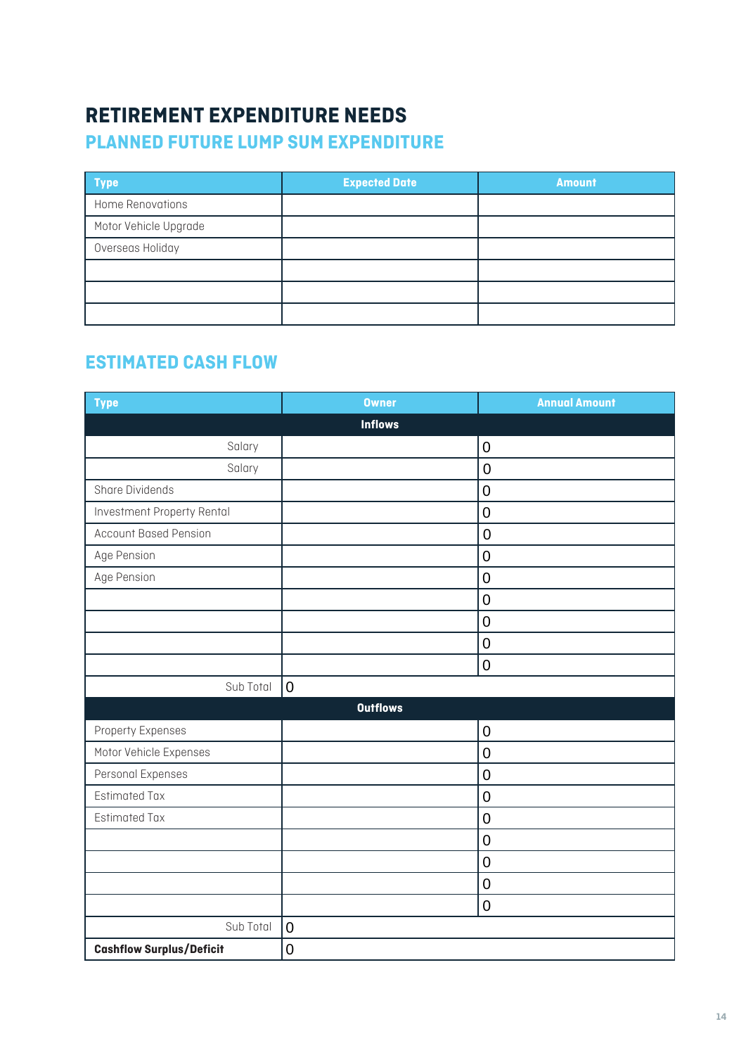# RETIREMENT EXPENDITURE NEEDS

## PLANNED FUTURE LUMP SUM EXPENDITURE

| Type | Expected Date | Amount |
|---|---|---|
| Home Renovations | | |
| Motor Vehicle Upgrade | | |
| Overseas Holiday | | |
| | | |
| | | |
| | | |

## ESTIMATED CASH FLOW

| Type | Owner | Annual Amount |
|---|---|---|
| | **Inflows** | |
| Salary | | 0 |
| Salary | | 0 |
| Share Dividends | | 0 |
| Investment Property Rental | | 0 |
| Account Based Pension | | 0 |
| Age Pension | | 0 |
| Age Pension | | 0 |
| | | 0 |
| | | 0 |
| | | 0 |
| | | 0 |
| Sub Total | 0 | |
| | **Outflows** | |
| Property Expenses | | 0 |
| Motor Vehicle Expenses | | 0 |
| Personal Expenses | | 0 |
| Estimated Tax | | 0 |
| Estimated Tax | | 0 |
| | | 0 |
| | | 0 |
| | | 0 |
| | | 0 |
| Sub Total | 0 | |
| **Cashflow Surplus/Deficit** | 0 | |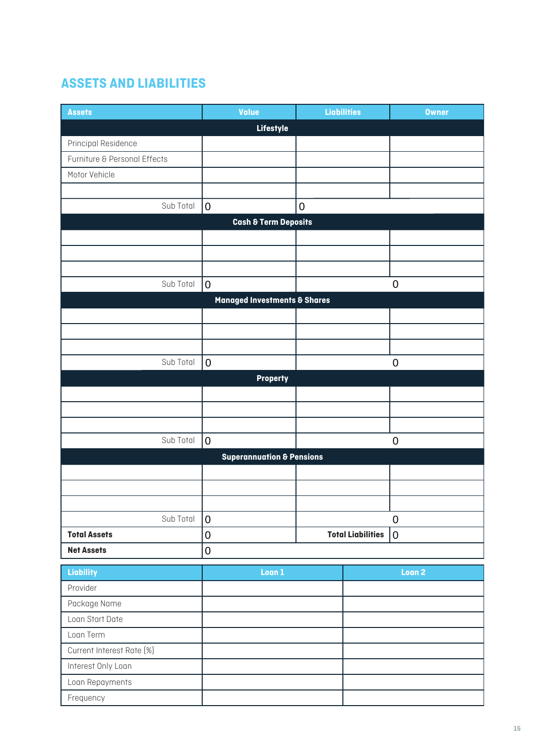## ASSETS AND LIABILITIES

| Assets | Value | Liabilities | Owner |
|---|---|---|---|
| **Lifestyle** | | | |
| Principal Residence | | | |
| Furniture & Personal Effects | | | |
| Motor Vehicle | | | |
| | | | |
| Sub Total | 0 | 0 | |
| **Cash & Term Deposits** | | | |
| | | | |
| | | | |
| | | | |
| Sub Total | 0 | | 0 |
| **Managed Investments & Shares** | | | |
| | | | |
| | | | |
| | | | |
| Sub Total | 0 | | 0 |
| **Property** | | | |
| | | | |
| | | | |
| | | | |
| Sub Total | 0 | | 0 |
| **Superannuation & Pensions** | | | |
| | | | |
| | | | |
| | | | |
| Sub Total | 0 | | 0 |
| **Total Assets** | 0 | **Total Liabilities** | 0 |
| **Net Assets** | 0 | | |

| Liability | Loan 1 | Loan 2 |
|---|---|---|
| Provider | | |
| Package Name | | |
| Loan Start Date | | |
| Loan Term | | |
| Current Interest Rate (%) | | |
| Interest Only Loan | | |
| Loan Repayments | | |
| Frequency | | |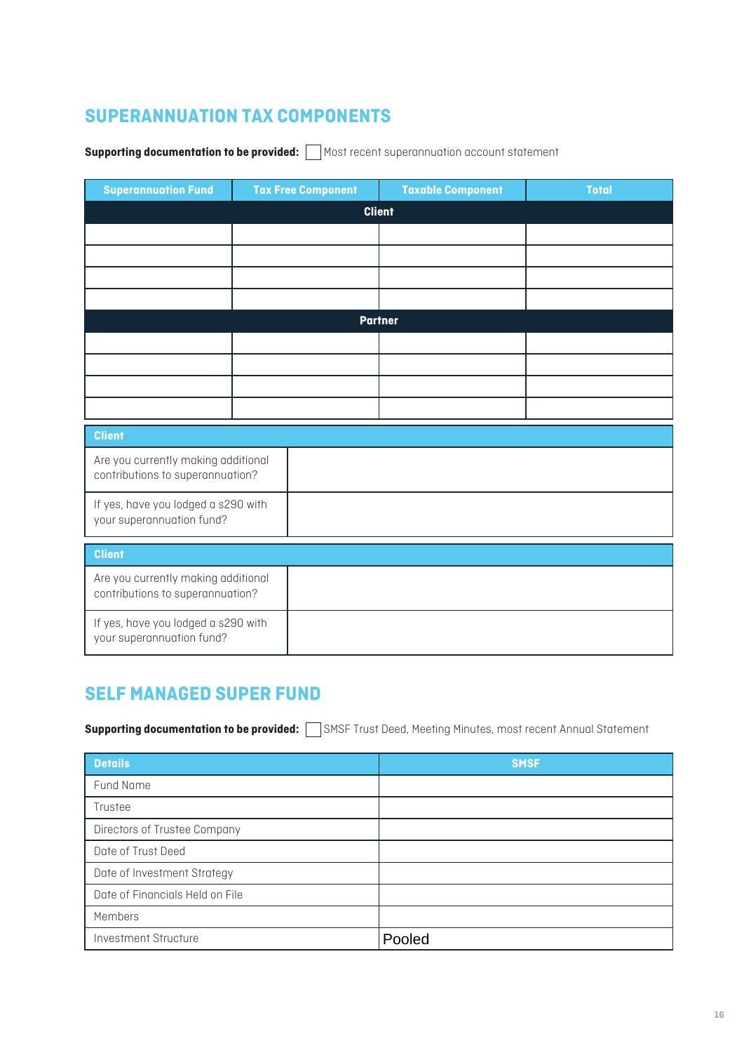## SUPERANNUATION TAX COMPONENTS

**Supporting documentation to be provided:** ☐ Most recent superannuation account statement

| Superannuation Fund | Tax Free Component | Taxable Component | Total |
|---|---|---|---|
| **Client** | | | |
| | | | |
| | | | |
| | | | |
| | | | |
| **Partner** | | | |
| | | | |
| | | | |
| | | | |
| | | | |

| **Client** | |
|---|---|
| Are you currently making additional contributions to superannuation? | |
| If yes, have you lodged a s290 with your superannuation fund? | |

| **Client** | |
|---|---|
| Are you currently making additional contributions to superannuation? | |
| If yes, have you lodged a s290 with your superannuation fund? | |

## SELF MANAGED SUPER FUND

**Supporting documentation to be provided:** ☐ SMSF Trust Deed, Meeting Minutes, most recent Annual Statement

| Details | SMSF |
|---|---|
| Fund Name | |
| Trustee | |
| Directors of Trustee Company | |
| Date of Trust Deed | |
| Date of Investment Strategy | |
| Date of Financials Held on File | |
| Members | |
| Investment Structure | Pooled |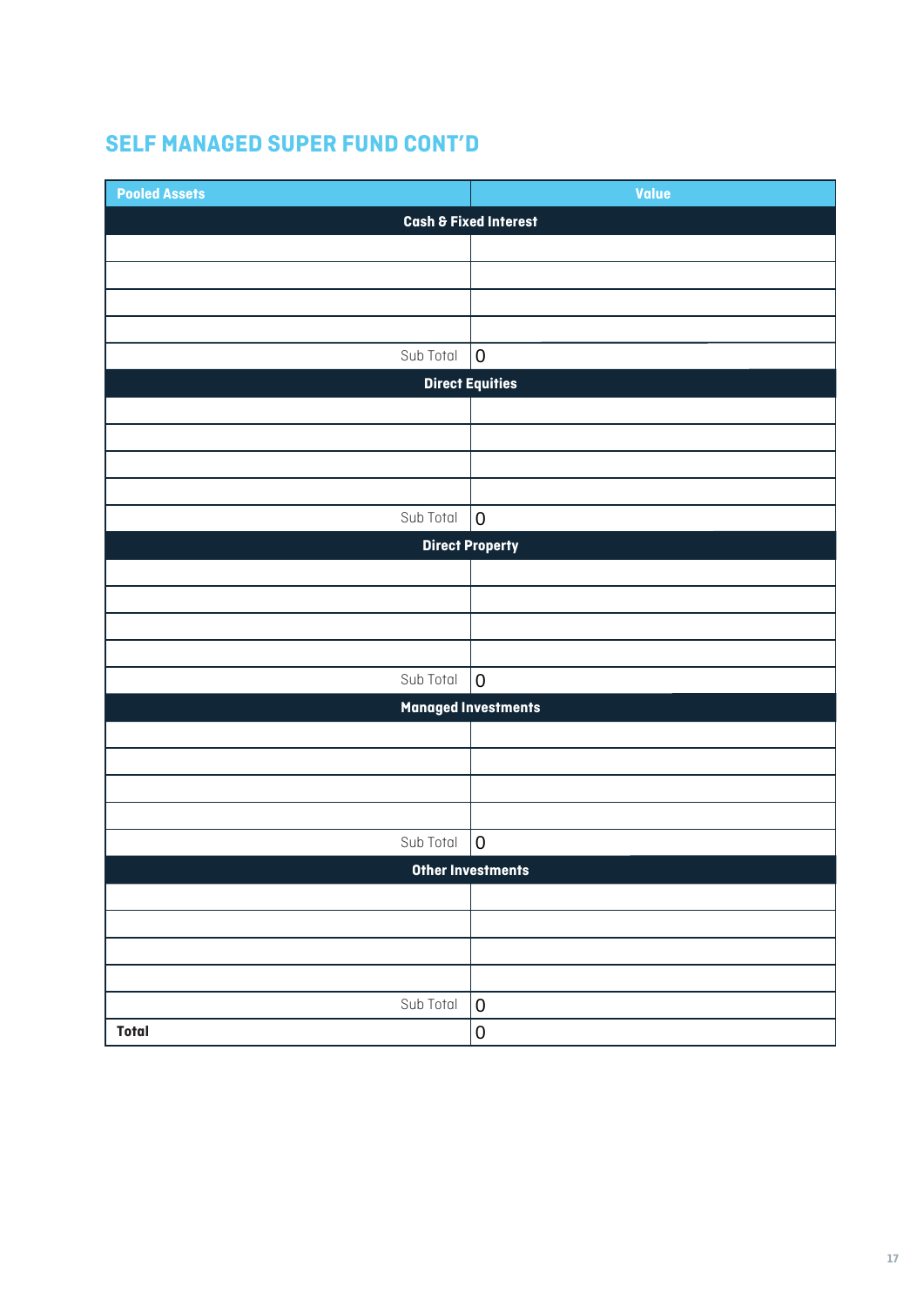## SELF MANAGED SUPER FUND CONT'D

| Pooled Assets | Value |
|---|---|
| **Cash & Fixed Interest** | |
| | |
| | |
| | |
| | |
| Sub Total | 0 |
| **Direct Equities** | |
| | |
| | |
| | |
| | |
| Sub Total | 0 |
| **Direct Property** | |
| | |
| | |
| | |
| | |
| Sub Total | 0 |
| **Managed Investments** | |
| | |
| | |
| | |
| | |
| Sub Total | 0 |
| **Other Investments** | |
| | |
| | |
| | |
| | |
| Sub Total | 0 |
| **Total** | 0 |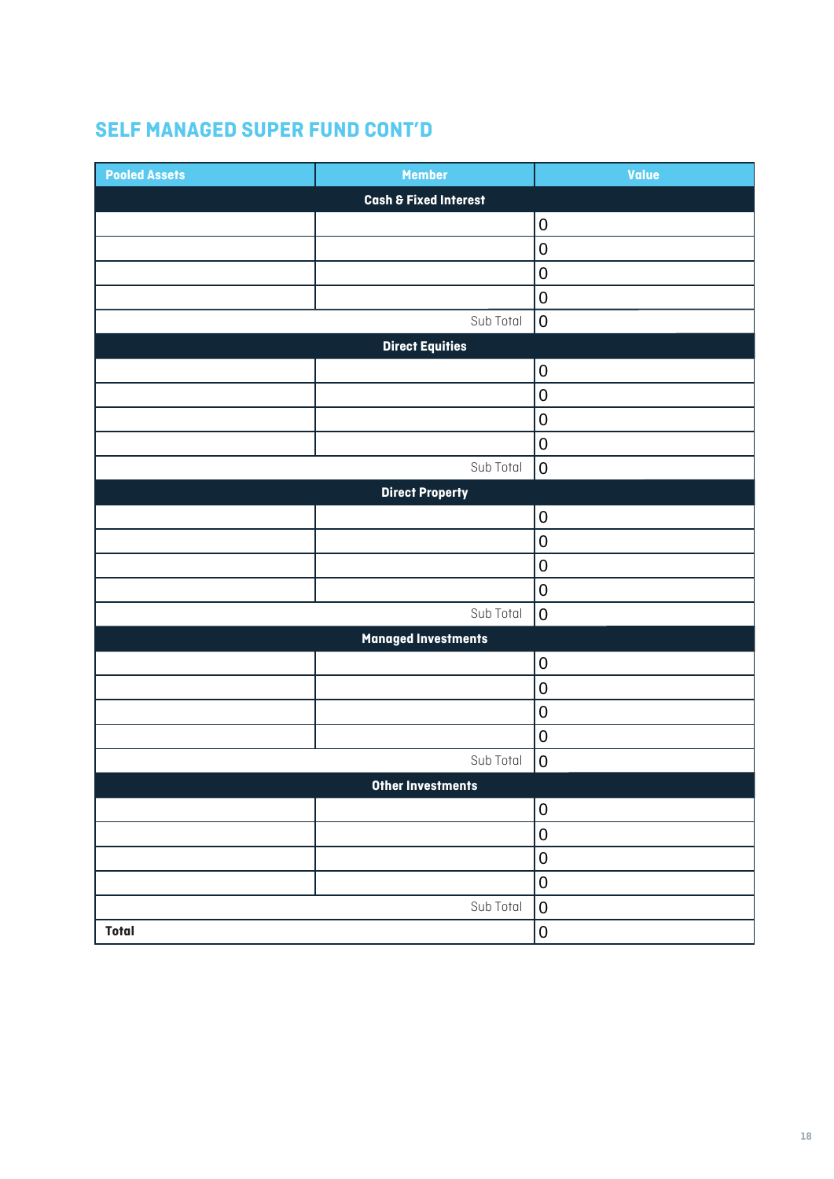## SELF MANAGED SUPER FUND CONT'D

| Pooled Assets | Member | Value |
|---|---|---|
| **Cash & Fixed Interest** | | |
| | | 0 |
| | | 0 |
| | | 0 |
| | | 0 |
| | Sub Total | 0 |
| **Direct Equities** | | |
| | | 0 |
| | | 0 |
| | | 0 |
| | | 0 |
| | Sub Total | 0 |
| **Direct Property** | | |
| | | 0 |
| | | 0 |
| | | 0 |
| | | 0 |
| | Sub Total | 0 |
| **Managed Investments** | | |
| | | 0 |
| | | 0 |
| | | 0 |
| | | 0 |
| | Sub Total | 0 |
| **Other Investments** | | |
| | | 0 |
| | | 0 |
| | | 0 |
| | | 0 |
| | Sub Total | 0 |
| **Total** | | 0 |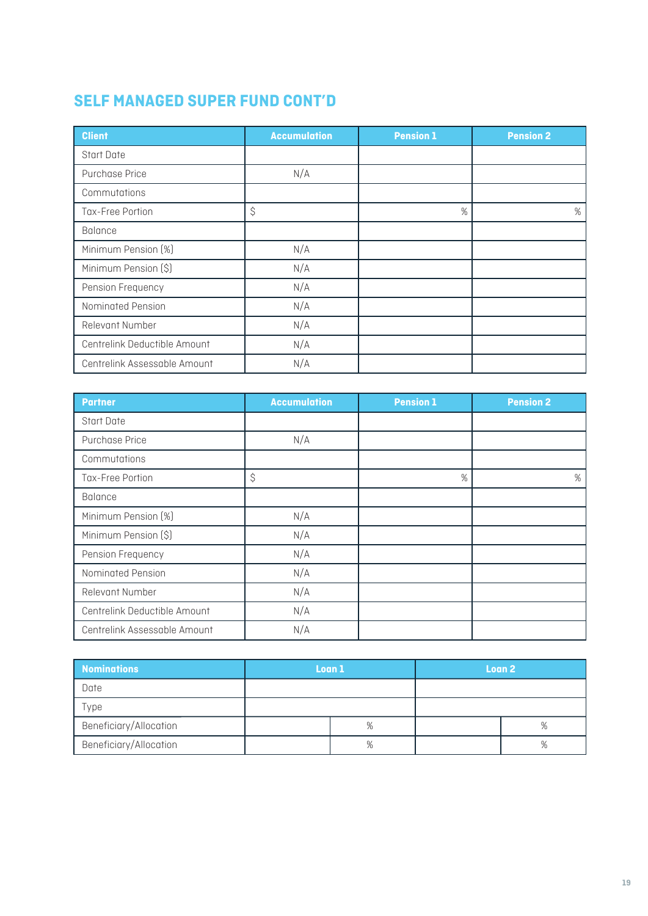## SELF MANAGED SUPER FUND CONT'D

| Client | Accumulation | Pension 1 | Pension 2 |
|---|---|---|---|
| Start Date | | | |
| Purchase Price | N/A | | |
| Commutations | | | |
| Tax-Free Portion | $ | % | % |
| Balance | | | |
| Minimum Pension (%) | N/A | | |
| Minimum Pension ($) | N/A | | |
| Pension Frequency | N/A | | |
| Nominated Pension | N/A | | |
| Relevant Number | N/A | | |
| Centrelink Deductible Amount | N/A | | |
| Centrelink Assessable Amount | N/A | | |

| Partner | Accumulation | Pension 1 | Pension 2 |
|---|---|---|---|
| Start Date | | | |
| Purchase Price | N/A | | |
| Commutations | | | |
| Tax-Free Portion | $ | % | % |
| Balance | | | |
| Minimum Pension (%) | N/A | | |
| Minimum Pension ($) | N/A | | |
| Pension Frequency | N/A | | |
| Nominated Pension | N/A | | |
| Relevant Number | N/A | | |
| Centrelink Deductible Amount | N/A | | |
| Centrelink Assessable Amount | N/A | | |

| Nominations | Loan 1 | | Loan 2 | |
|---|---|---|---|---|
| Date | | | | |
| Type | | | | |
| Beneficiary/Allocation | | % | | % |
| Beneficiary/Allocation | | % | | % |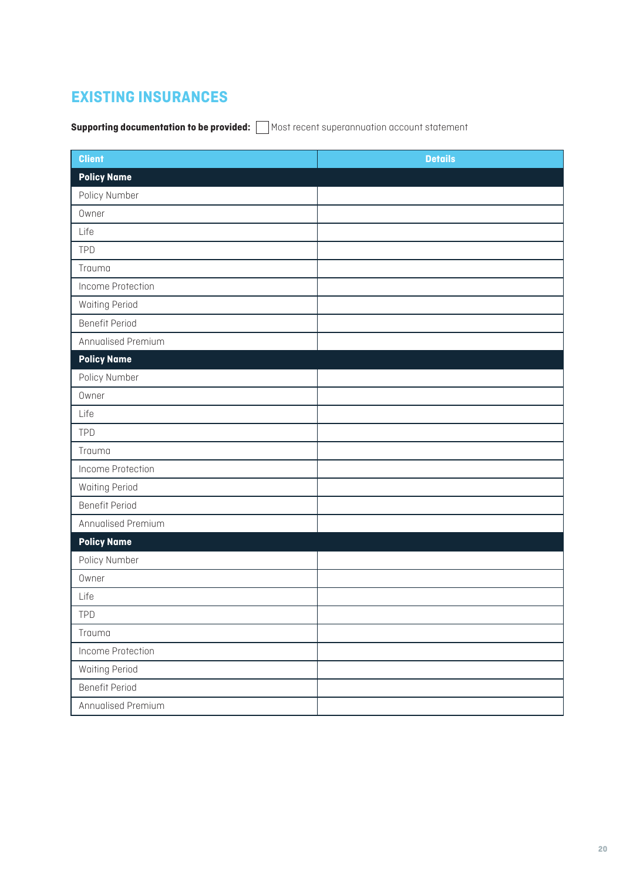# EXISTING INSURANCES

**Supporting documentation to be provided:** ☐ Most recent superannuation account statement

| Client | Details |
|---|---|
| **Policy Name** | |
| Policy Number | |
| Owner | |
| Life | |
| TPD | |
| Trauma | |
| Income Protection | |
| Waiting Period | |
| Benefit Period | |
| Annualised Premium | |
| **Policy Name** | |
| Policy Number | |
| Owner | |
| Life | |
| TPD | |
| Trauma | |
| Income Protection | |
| Waiting Period | |
| Benefit Period | |
| Annualised Premium | |
| **Policy Name** | |
| Policy Number | |
| Owner | |
| Life | |
| TPD | |
| Trauma | |
| Income Protection | |
| Waiting Period | |
| Benefit Period | |
| Annualised Premium | |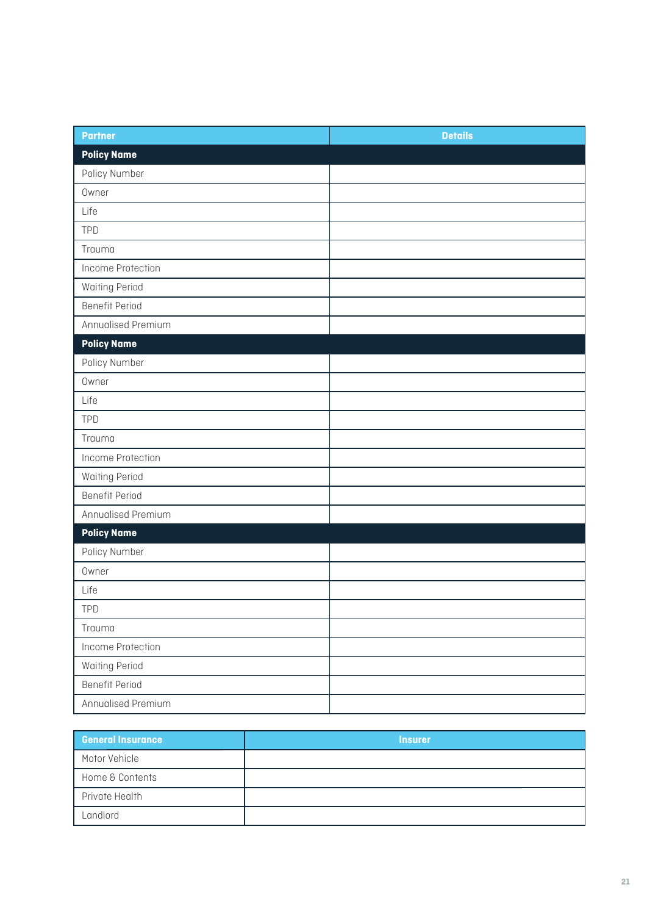| Partner | Details |
|---|---|
| **Policy Name** | |
| Policy Number | |
| Owner | |
| Life | |
| TPD | |
| Trauma | |
| Income Protection | |
| Waiting Period | |
| Benefit Period | |
| Annualised Premium | |
| **Policy Name** | |
| Policy Number | |
| Owner | |
| Life | |
| TPD | |
| Trauma | |
| Income Protection | |
| Waiting Period | |
| Benefit Period | |
| Annualised Premium | |
| **Policy Name** | |
| Policy Number | |
| Owner | |
| Life | |
| TPD | |
| Trauma | |
| Income Protection | |
| Waiting Period | |
| Benefit Period | |
| Annualised Premium | |

| General Insurance | Insurer |
|---|---|
| Motor Vehicle | |
| Home & Contents | |
| Private Health | |
| Landlord | |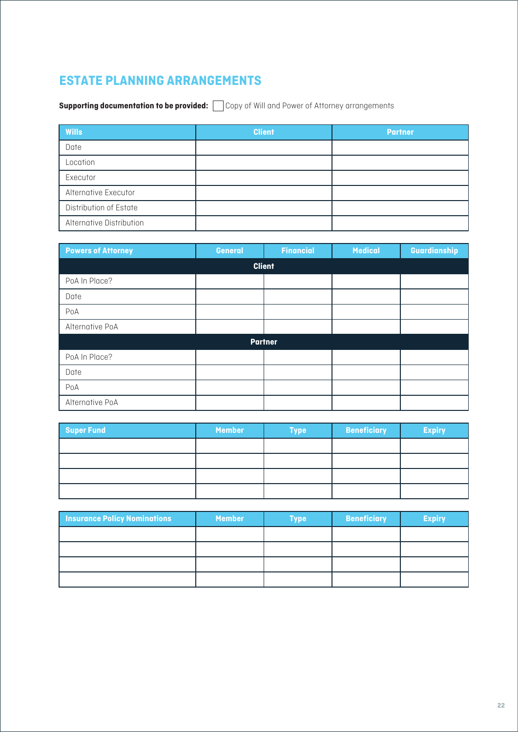# ESTATE PLANNING ARRANGEMENTS

**Supporting documentation to be provided:** ☐ Copy of Will and Power of Attorney arrangements

| Wills | Client | Partner |
| --- | --- | --- |
| Date | | |
| Location | | |
| Executor | | |
| Alternative Executor | | |
| Distribution of Estate | | |
| Alternative Distribution | | |

| Powers of Attorney | General | Financial | Medical | Guardianship |
| --- | --- | --- | --- | --- |
| **Client** | | | | |
| PoA In Place? | | | | |
| Date | | | | |
| PoA | | | | |
| Alternative PoA | | | | |
| **Partner** | | | | |
| PoA In Place? | | | | |
| Date | | | | |
| PoA | | | | |
| Alternative PoA | | | | |

| Super Fund | Member | Type | Beneficiary | Expiry |
| --- | --- | --- | --- | --- |
| | | | | |
| | | | | |
| | | | | |
| | | | | |

| Insurance Policy Nominations | Member | Type | Beneficiary | Expiry |
| --- | --- | --- | --- | --- |
| | | | | |
| | | | | |
| | | | | |
| | | | | |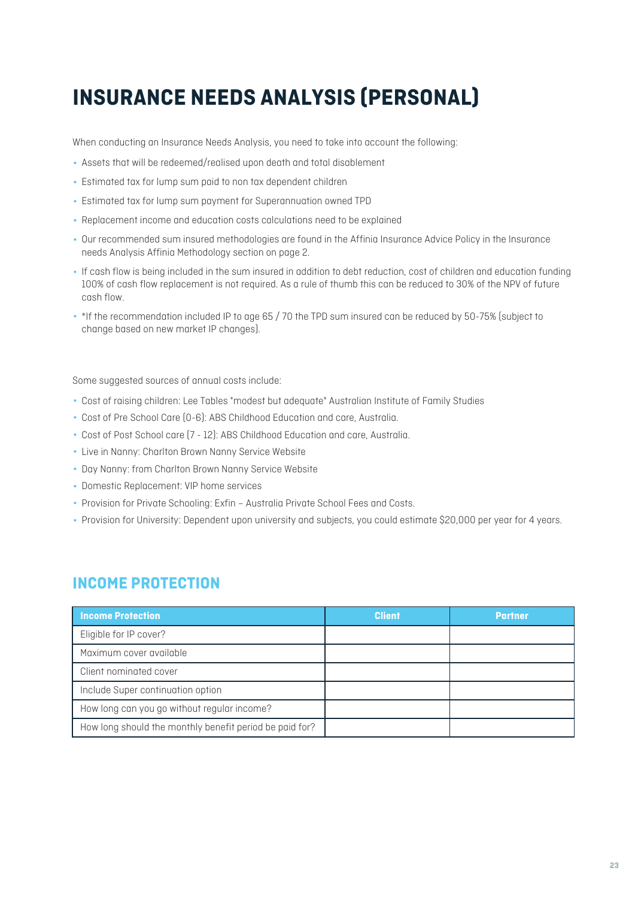# INSURANCE NEEDS ANALYSIS (PERSONAL)

When conducting an Insurance Needs Analysis, you need to take into account the following:

- Assets that will be redeemed/realised upon death and total disablement
- Estimated tax for lump sum paid to non tax dependent children
- Estimated tax for lump sum payment for Superannuation owned TPD
- Replacement income and education costs calculations need to be explained
- Our recommended sum insured methodologies are found in the Affinia Insurance Advice Policy in the Insurance needs Analysis Affinia Methodology section on page 2.
- If cash flow is being included in the sum insured in addition to debt reduction, cost of children and education funding 100% of cash flow replacement is not required. As a rule of thumb this can be reduced to 30% of the NPV of future cash flow.
- *If the recommendation included IP to age 65 / 70 the TPD sum insured can be reduced by 50-75% (subject to change based on new market IP changes).

Some suggested sources of annual costs include:

- Cost of raising children: Lee Tables "modest but adequate" Australian Institute of Family Studies
- Cost of Pre School Care (0-6): ABS Childhood Education and care, Australia.
- Cost of Post School care (7 - 12): ABS Childhood Education and care, Australia.
- Live in Nanny: Charlton Brown Nanny Service Website
- Day Nanny: from Charlton Brown Nanny Service Website
- Domestic Replacement: VIP home services
- Provision for Private Schooling: Exfin – Australia Private School Fees and Costs.
- Provision for University: Dependent upon university and subjects, you could estimate $20,000 per year for 4 years.

## INCOME PROTECTION

| Income Protection | Client | Partner |
|---|---|---|
| Eligible for IP cover? | | |
| Maximum cover available | | |
| Client nominated cover | | |
| Include Super continuation option | | |
| How long can you go without regular income? | | |
| How long should the monthly benefit period be paid for? | | |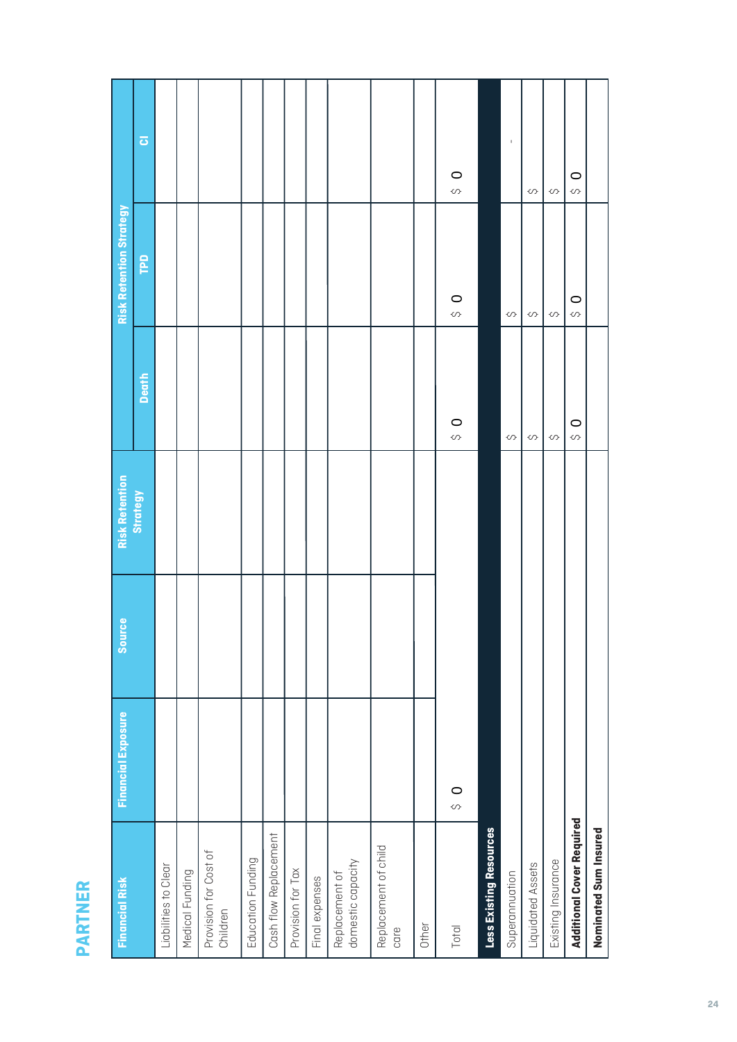# PARTNER

| Financial Risk | Financial Exposure | Source | Risk Retention Strategy | Risk Retention Strategy | | |
|---|---|---|---|---|---|---|
| | | | | Death | TPD | CI |
| Liabilities to Clear | | | | | | |
| Medical Funding | | | | | | |
| Provision for Cost of Children | | | | | | |
| Education Funding | | | | | | |
| Cash flow Replacement | | | | | | |
| Provision for Tax | | | | | | |
| Final expenses | | | | | | |
| Replacement of domestic capacity | | | | | | |
| Replacement of child care | | | | | | |
| Other | | | | | | |
| Total | $ 0 | | | $ 0 | $ 0 | $ 0 |
| **Less Existing Resources** | | | | | | |
| Superannuation | | | | $ | $ | - |
| Liquidated Assets | | | | $ | $ | $ |
| Existing Insurance | | | | $ | $ | $ |
| **Additional Cover Required** | | | | $ 0 | $ 0 | $ 0 |
| **Nominated Sum Insured** | | | | | | |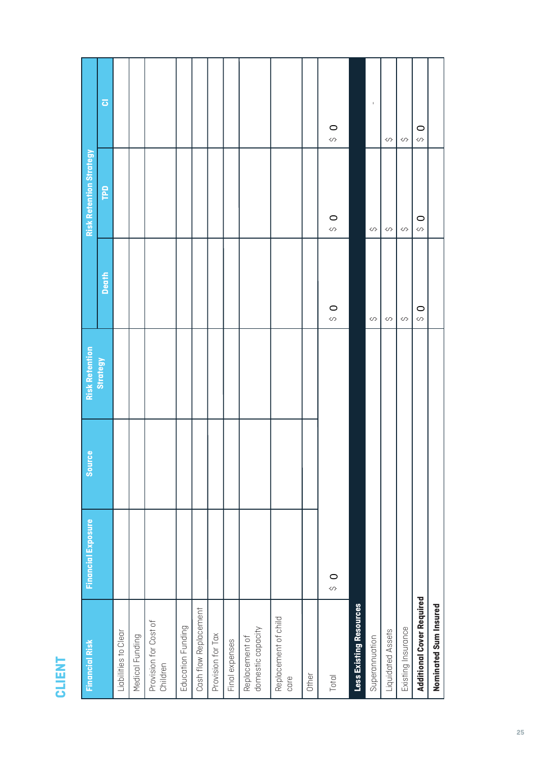# CLIENT

| Financial Risk | Financial Exposure | Source | Risk Retention Strategy | Risk Retention Strategy | | |
|---|---|---|---|---|---|---|
| | | | | Death | TPD | CI |
| Liabilities to Clear | | | | | | |
| Medical Funding | | | | | | |
| Provision for Cost of Children | | | | | | |
| Education Funding | | | | | | |
| Cash flow Replacement | | | | | | |
| Provision for Tax | | | | | | |
| Final expenses | | | | | | |
| Replacement of domestic capacity | | | | | | |
| Replacement of child care | | | | | | |
| Other | | | | | | |
| Total | $ 0 | | | $ 0 | $ 0 | $ 0 |
| **Less Existing Resources** | | | | | | |
| Superannuation | | | | $ | $ | - |
| Liquidated Assets | | | | $ | $ | $ |
| Existing Insurance | | | | $ | $ | $ |
| **Additional Cover Required** | | | | $ 0 | $ 0 | $ 0 |
| **Nominated Sum Insured** | | | | | | |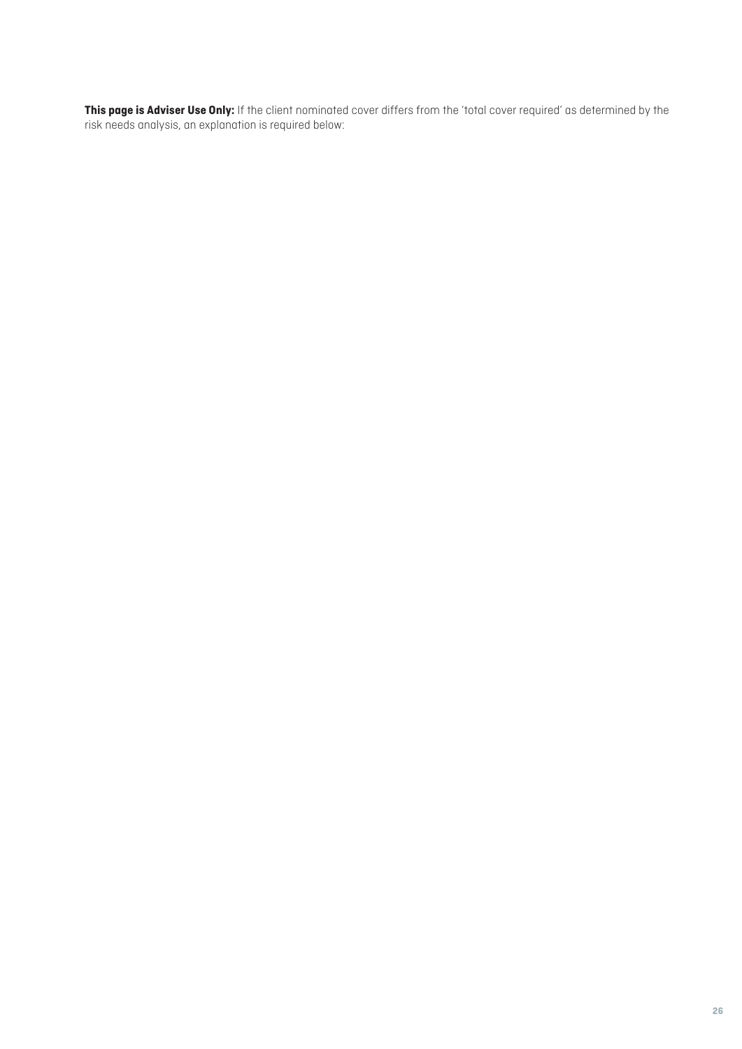**This page is Adviser Use Only:** If the client nominated cover differs from the 'total cover required' as determined by the risk needs analysis, an explanation is required below: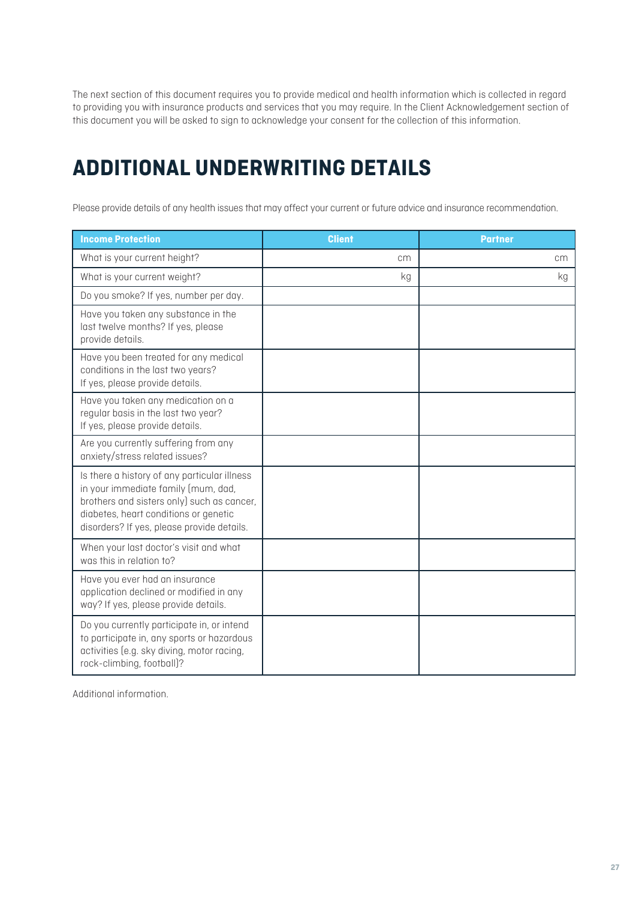The next section of this document requires you to provide medical and health information which is collected in regard to providing you with insurance products and services that you may require. In the Client Acknowledgement section of this document you will be asked to sign to acknowledge your consent for the collection of this information.

# ADDITIONAL UNDERWRITING DETAILS

Please provide details of any health issues that may affect your current or future advice and insurance recommendation.

| Income Protection | Client | Partner |
|---|---|---|
| What is your current height? | cm | cm |
| What is your current weight? | kg | kg |
| Do you smoke? If yes, number per day. | | |
| Have you taken any substance in the last twelve months? If yes, please provide details. | | |
| Have you been treated for any medical conditions in the last two years? If yes, please provide details. | | |
| Have you taken any medication on a regular basis in the last two year? If yes, please provide details. | | |
| Are you currently suffering from any anxiety/stress related issues? | | |
| Is there a history of any particular illness in your immediate family (mum, dad, brothers and sisters only) such as cancer, diabetes, heart conditions or genetic disorders? If yes, please provide details. | | |
| When your last doctor's visit and what was this in relation to? | | |
| Have you ever had an insurance application declined or modified in any way? If yes, please provide details. | | |
| Do you currently participate in, or intend to participate in, any sports or hazardous activities (e.g. sky diving, motor racing, rock-climbing, football)? | | |

Additional information.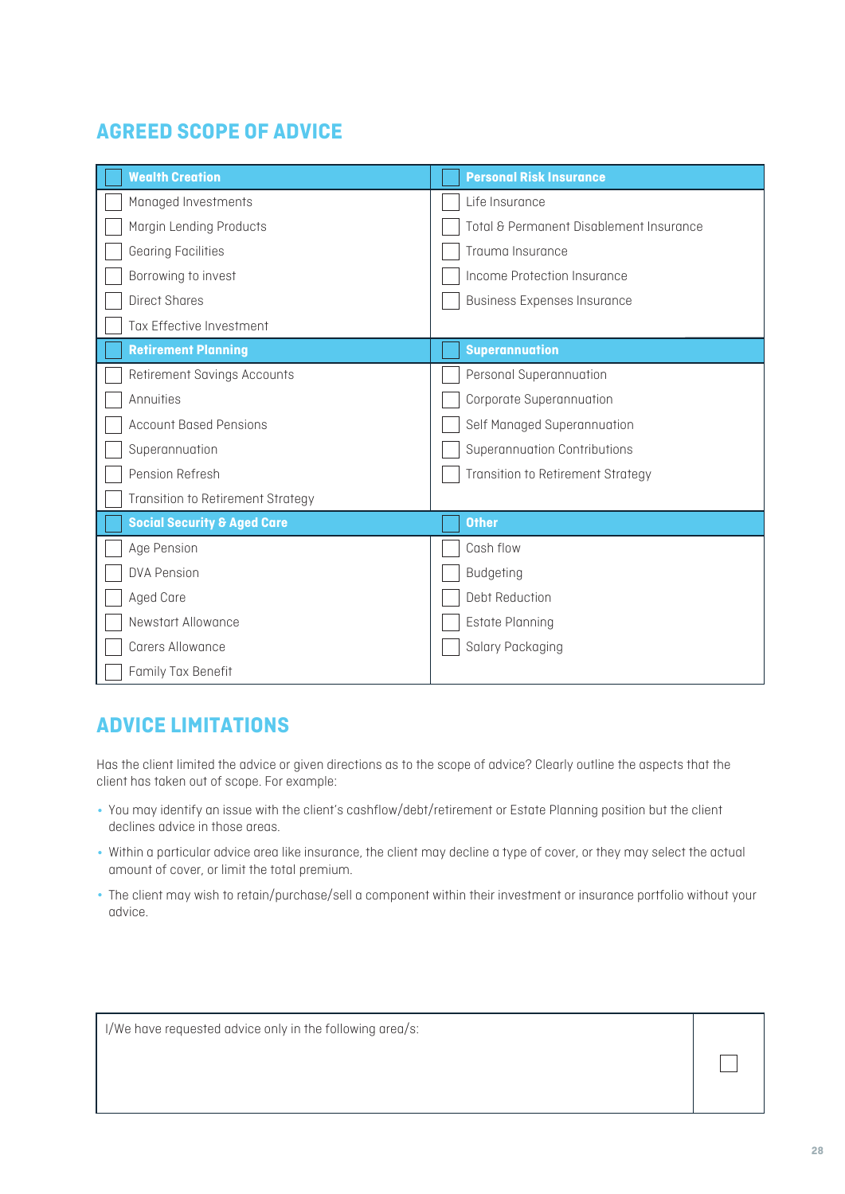## AGREED SCOPE OF ADVICE

| ☐ **Wealth Creation** | ☐ **Personal Risk Insurance** |
|---|---|
| ☐ Managed Investments | ☐ Life Insurance |
| ☐ Margin Lending Products | ☐ Total & Permanent Disablement Insurance |
| ☐ Gearing Facilities | ☐ Trauma Insurance |
| ☐ Borrowing to invest | ☐ Income Protection Insurance |
| ☐ Direct Shares | ☐ Business Expenses Insurance |
| ☐ Tax Effective Investment | |
| ☐ **Retirement Planning** | ☐ **Superannuation** |
| ☐ Retirement Savings Accounts | ☐ Personal Superannuation |
| ☐ Annuities | ☐ Corporate Superannuation |
| ☐ Account Based Pensions | ☐ Self Managed Superannuation |
| ☐ Superannuation | ☐ Superannuation Contributions |
| ☐ Pension Refresh | ☐ Transition to Retirement Strategy |
| ☐ Transition to Retirement Strategy | |
| ☐ **Social Security & Aged Care** | ☐ **Other** |
| ☐ Age Pension | ☐ Cash flow |
| ☐ DVA Pension | ☐ Budgeting |
| ☐ Aged Care | ☐ Debt Reduction |
| ☐ Newstart Allowance | ☐ Estate Planning |
| ☐ Carers Allowance | ☐ Salary Packaging |
| ☐ Family Tax Benefit | |

## ADVICE LIMITATIONS

Has the client limited the advice or given directions as to the scope of advice? Clearly outline the aspects that the client has taken out of scope. For example:

- You may identify an issue with the client's cashflow/debt/retirement or Estate Planning position but the client declines advice in those areas.
- Within a particular advice area like insurance, the client may decline a type of cover, or they may select the actual amount of cover, or limit the total premium.
- The client may wish to retain/purchase/sell a component within their investment or insurance portfolio without your advice.

| | |
|---|---|
| I/We have requested advice only in the following area/s: | ☐ |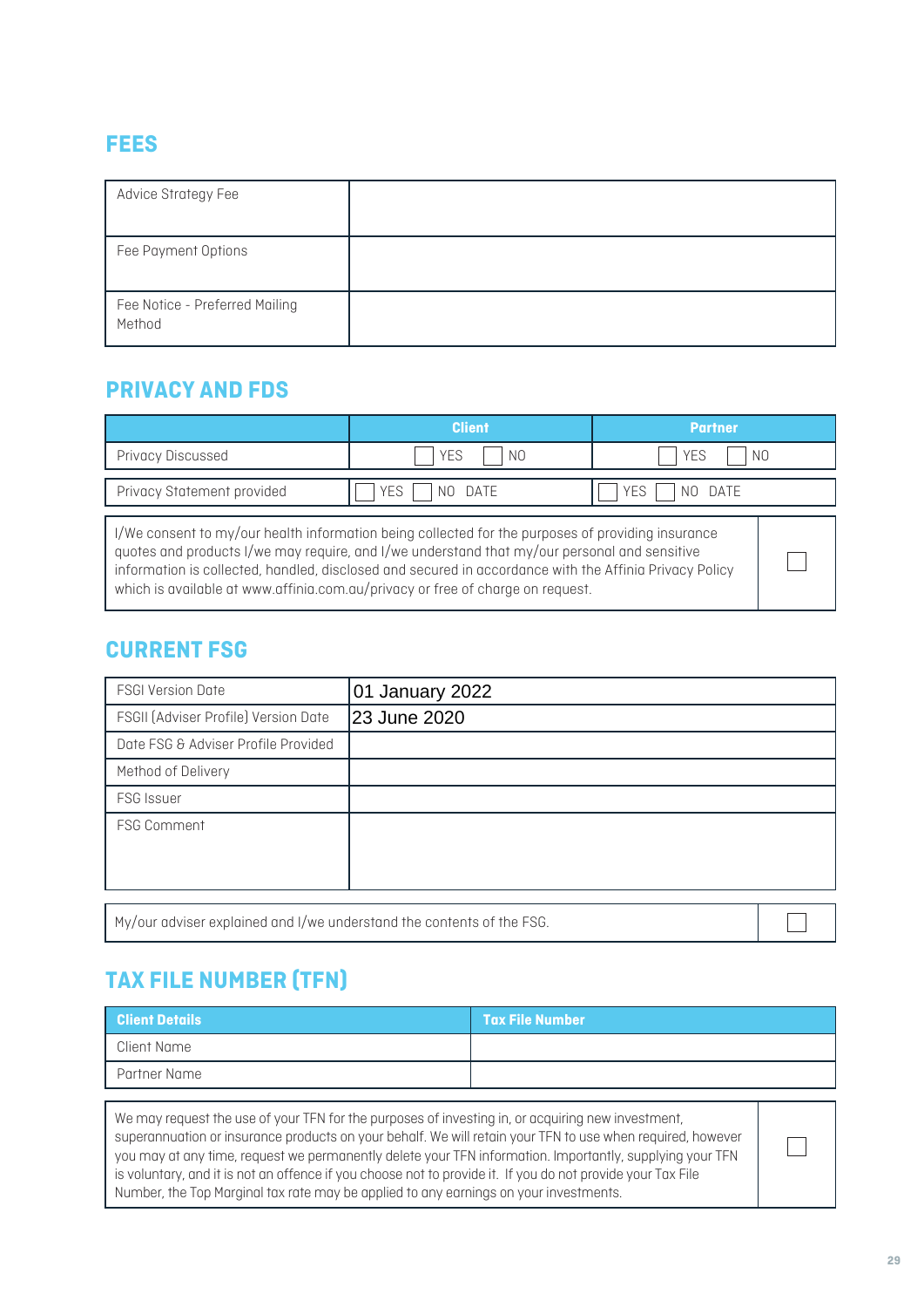## FEES

| | |
|---|---|
| Advice Strategy Fee | |
| Fee Payment Options | |
| Fee Notice - Preferred Mailing Method | |

## PRIVACY AND FDS

| | Client | Partner |
|---|---|---|
| Privacy Discussed | ☐ YES ☐ NO | ☐ YES ☐ NO |
| Privacy Statement provided | ☐ YES ☐ NO DATE | ☐ YES ☐ NO DATE |

| | |
|---|---|
| I/We consent to my/our health information being collected for the purposes of providing insurance quotes and products I/we may require, and I/we understand that my/our personal and sensitive information is collected, handled, disclosed and secured in accordance with the Affinia Privacy Policy which is available at www.affinia.com.au/privacy or free of charge on request. | ☐ |

## CURRENT FSG

| | |
|---|---|
| FSGI Version Date | 01 January 2022 |
| FSGII (Adviser Profile) Version Date | 23 June 2020 |
| Date FSG & Adviser Profile Provided | |
| Method of Delivery | |
| FSG Issuer | |
| FSG Comment | |

| | |
|---|---|
| My/our adviser explained and I/we understand the contents of the FSG. | ☐ |

## TAX FILE NUMBER (TFN)

| Client Details | Tax File Number |
|---|---|
| Client Name | |
| Partner Name | |

| | |
|---|---|
| We may request the use of your TFN for the purposes of investing in, or acquiring new investment, superannuation or insurance products on your behalf. We will retain your TFN to use when required, however you may at any time, request we permanently delete your TFN information. Importantly, supplying your TFN is voluntary, and it is not an offence if you choose not to provide it. If you do not provide your Tax File Number, the Top Marginal tax rate may be applied to any earnings on your investments. | ☐ |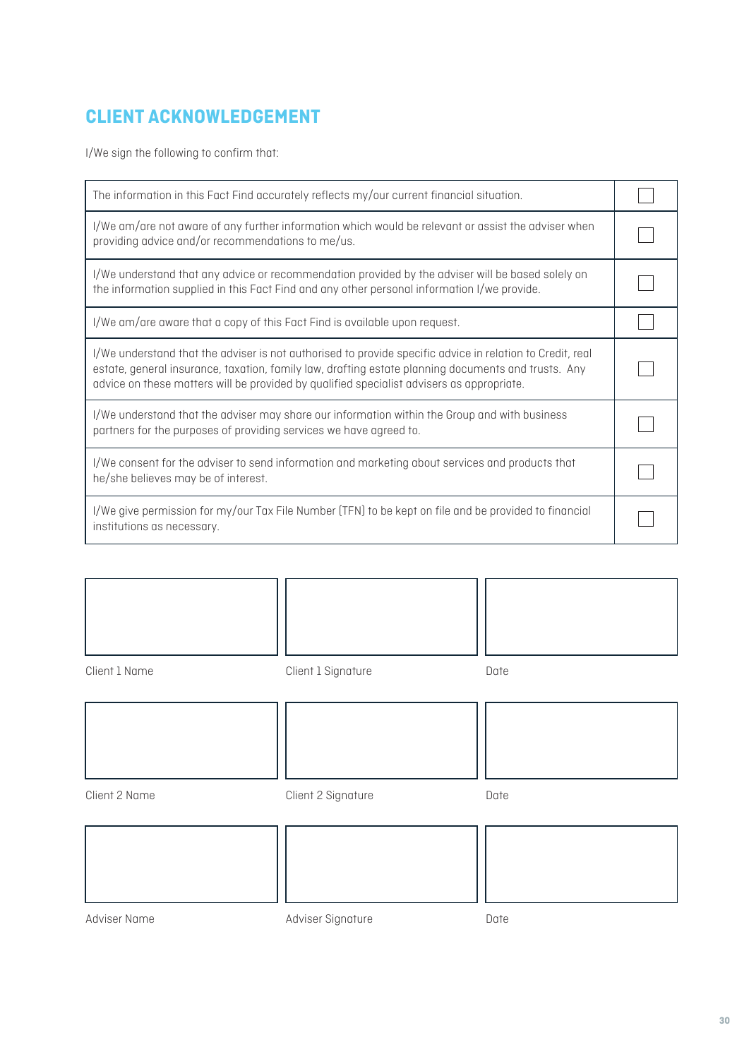## CLIENT ACKNOWLEDGEMENT

I/We sign the following to confirm that:

| | |
|---|---|
| The information in this Fact Find accurately reflects my/our current financial situation. | ☐ |
| I/We am/are not aware of any further information which would be relevant or assist the adviser when providing advice and/or recommendations to me/us. | ☐ |
| I/We understand that any advice or recommendation provided by the adviser will be based solely on the information supplied in this Fact Find and any other personal information I/we provide. | ☐ |
| I/We am/are aware that a copy of this Fact Find is available upon request. | ☐ |
| I/We understand that the adviser is not authorised to provide specific advice in relation to Credit, real estate, general insurance, taxation, family law, drafting estate planning documents and trusts. Any advice on these matters will be provided by qualified specialist advisers as appropriate. | ☐ |
| I/We understand that the adviser may share our information within the Group and with business partners for the purposes of providing services we have agreed to. | ☐ |
| I/We consent for the adviser to send information and marketing about services and products that he/she believes may be of interest. | ☐ |
| I/We give permission for my/our Tax File Number (TFN) to be kept on file and be provided to financial institutions as necessary. | ☐ |

| | | |
|---|---|---|
| | | |
| Client 1 Name | Client 1 Signature | Date |
| | | |
| Client 2 Name | Client 2 Signature | Date |
| | | |
| Adviser Name | Adviser Signature | Date |